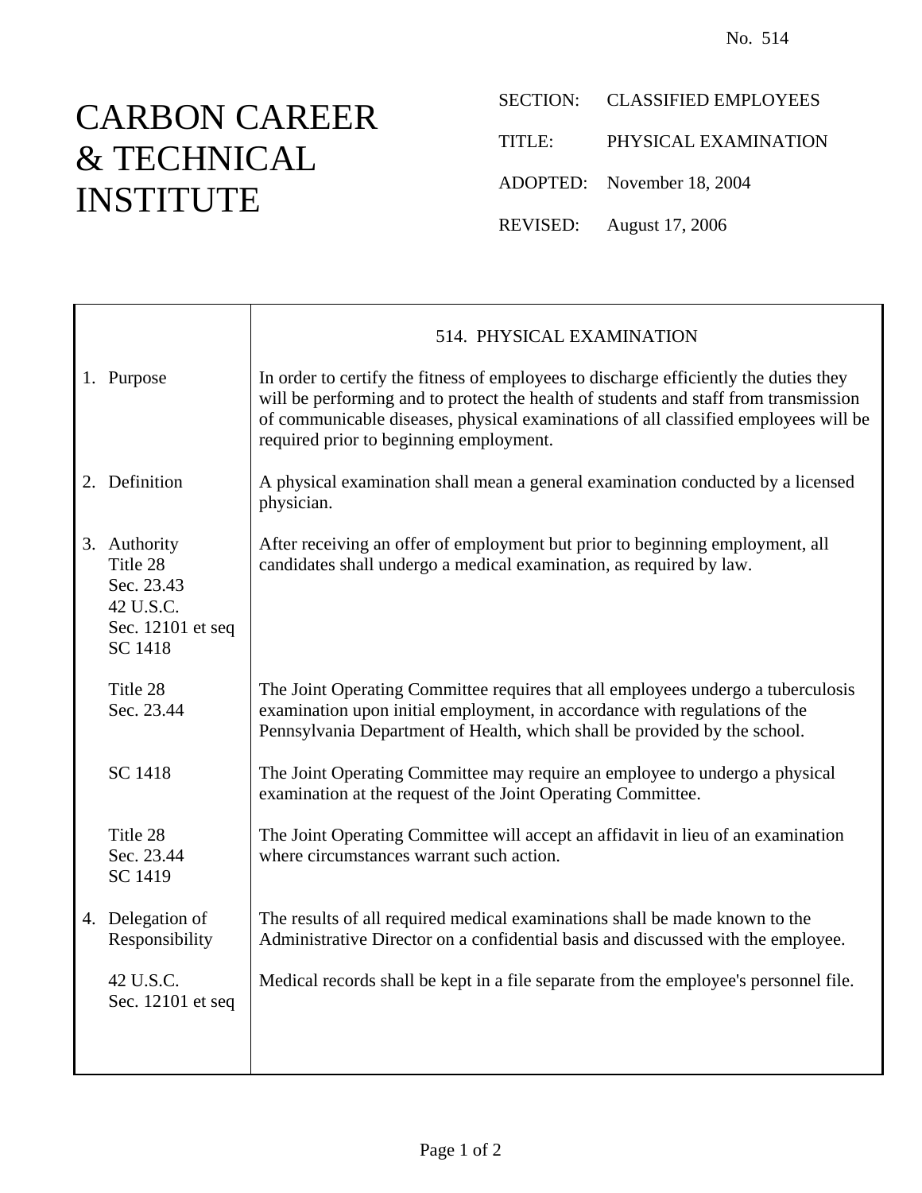No. 514

# CARBON CAREER & TECHNICAL INSTITUTE

SECTION: CLASSIFIED EMPLOYEES

TITLE: PHYSICAL EXAMINATION

ADOPTED: November 18, 2004

REVISED: August 17, 2006

## 514. PHYSICAL EXAMINATION

| | |
|---|---|
| 1. Purpose | In order to certify the fitness of employees to discharge efficiently the duties they will be performing and to protect the health of students and staff from transmission of communicable diseases, physical examinations of all classified employees will be required prior to beginning employment. |
| 2. Definition | A physical examination shall mean a general examination conducted by a licensed physician. |
| 3. Authority<br>Title 28<br>Sec. 23.43<br>42 U.S.C.<br>Sec. 12101 et seq<br>SC 1418 | After receiving an offer of employment but prior to beginning employment, all candidates shall undergo a medical examination, as required by law. |
| Title 28<br>Sec. 23.44 | The Joint Operating Committee requires that all employees undergo a tuberculosis examination upon initial employment, in accordance with regulations of the Pennsylvania Department of Health, which shall be provided by the school. |
| SC 1418 | The Joint Operating Committee may require an employee to undergo a physical examination at the request of the Joint Operating Committee. |
| Title 28<br>Sec. 23.44<br>SC 1419 | The Joint Operating Committee will accept an affidavit in lieu of an examination where circumstances warrant such action. |
| 4. Delegation of Responsibility | The results of all required medical examinations shall be made known to the Administrative Director on a confidential basis and discussed with the employee. |
| 42 U.S.C.<br>Sec. 12101 et seq | Medical records shall be kept in a file separate from the employee's personnel file. |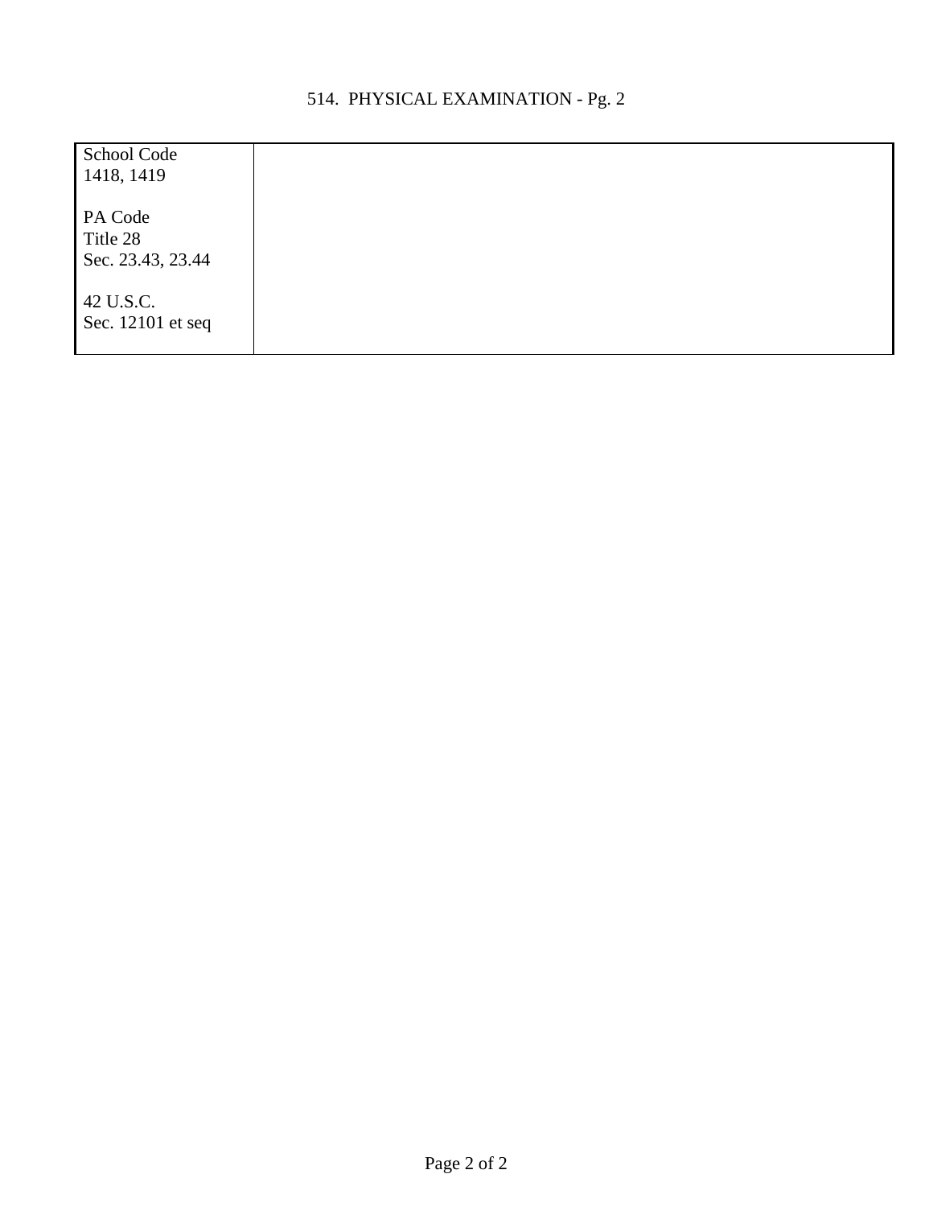| | |
|---|---|
| School Code<br>1418, 1419<br><br>PA Code<br>Title 28<br>Sec. 23.43, 23.44<br><br>42 U.S.C.<br>Sec. 12101 et seq | |